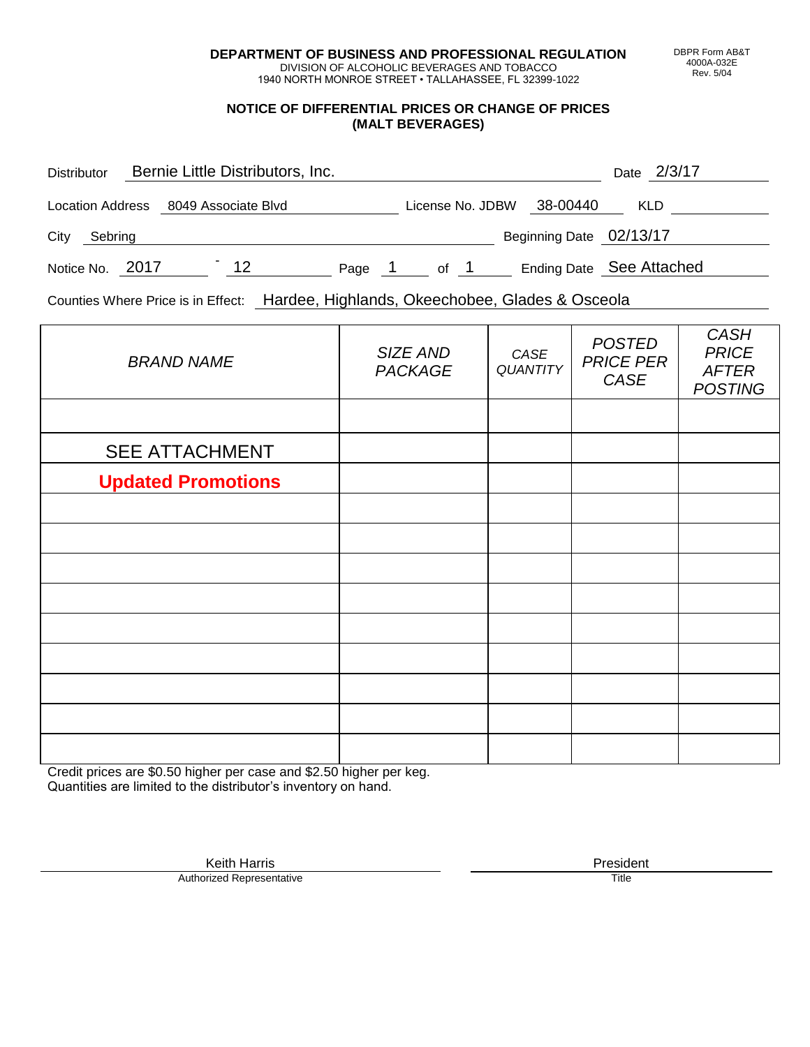**DEPARTMENT OF BUSINESS AND PROFESSIONAL REGULATION**
DIVISION OF ALCOHOLIC BEVERAGES AND TOBACCO
1940 NORTH MONROE STREET • TALLAHASSEE, FL 32399-1022

DBPR Form AB&T 4000A-032E Rev. 5/04

## NOTICE OF DIFFERENTIAL PRICES OR CHANGE OF PRICES (MALT BEVERAGES)

Distributor: Bernie Little Distributors, Inc. Date: 2/3/17

Location Address: 8049 Associate Blvd License No. JDBW 38-00440 KLD

City: Sebring Beginning Date: 02/13/17

Notice No. 2017 - 12 Page 1 of 1 Ending Date: See Attached

Counties Where Price is in Effect: Hardee, Highlands, Okeechobee, Glades & Osceola

| BRAND NAME | SIZE AND PACKAGE | CASE QUANTITY | POSTED PRICE PER CASE | CASH PRICE AFTER POSTING |
|---|---|---|---|---|
| | | | | |
| SEE ATTACHMENT | | | | |
| **Updated Promotions** | | | | |
| | | | | |
| | | | | |
| | | | | |
| | | | | |
| | | | | |
| | | | | |
| | | | | |
| | | | | |
| | | | | |

Credit prices are $0.50 higher per case and $2.50 higher per keg.
Quantities are limited to the distributor's inventory on hand.

Keith Harris
Authorized Representative

President
Title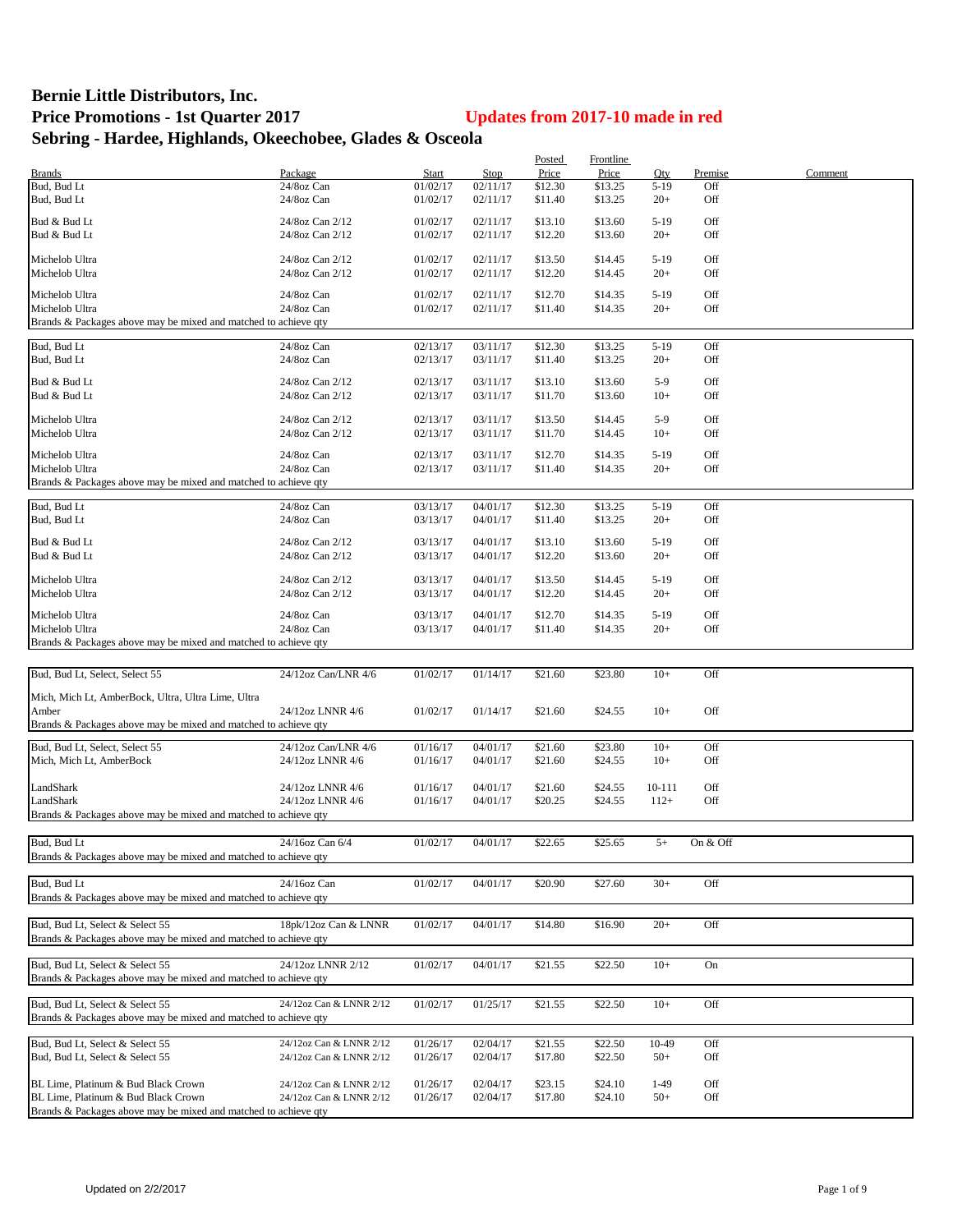# Bernie Little Distributors, Inc.
## Price Promotions - 1st Quarter 2017
**Updates from 2017-10 made in red**
## Sebring - Hardee, Highlands, Okeechobee, Glades & Osceola

| Brands | Package | Start | Stop | Posted Price | Frontline Price | Qty | Premise | Comment |
|---|---|---|---|---|---|---|---|---|
| Bud, Bud Lt | 24/8oz Can | 01/02/17 | 02/11/17 | $12.30 | $13.25 | 5-19 | Off | |
| Bud, Bud Lt | 24/8oz Can | 01/02/17 | 02/11/17 | $11.40 | $13.25 | 20+ | Off | |
| Bud & Bud Lt | 24/8oz Can 2/12 | 01/02/17 | 02/11/17 | $13.10 | $13.60 | 5-19 | Off | |
| Bud & Bud Lt | 24/8oz Can 2/12 | 01/02/17 | 02/11/17 | $12.20 | $13.60 | 20+ | Off | |
| Michelob Ultra | 24/8oz Can 2/12 | 01/02/17 | 02/11/17 | $13.50 | $14.45 | 5-19 | Off | |
| Michelob Ultra | 24/8oz Can 2/12 | 01/02/17 | 02/11/17 | $12.20 | $14.45 | 20+ | Off | |
| Michelob Ultra | 24/8oz Can | 01/02/17 | 02/11/17 | $12.70 | $14.35 | 5-19 | Off | |
| Michelob Ultra | 24/8oz Can | 01/02/17 | 02/11/17 | $11.40 | $14.35 | 20+ | Off | |
| Brands & Packages above may be mixed and matched to achieve qty | | | | | | | | |
| Bud, Bud Lt | 24/8oz Can | 02/13/17 | 03/11/17 | $12.30 | $13.25 | 5-19 | Off | |
| Bud, Bud Lt | 24/8oz Can | 02/13/17 | 03/11/17 | $11.40 | $13.25 | 20+ | Off | |
| Bud & Bud Lt | 24/8oz Can 2/12 | 02/13/17 | 03/11/17 | $13.10 | $13.60 | 5-9 | Off | |
| Bud & Bud Lt | 24/8oz Can 2/12 | 02/13/17 | 03/11/17 | $11.70 | $13.60 | 10+ | Off | |
| Michelob Ultra | 24/8oz Can 2/12 | 02/13/17 | 03/11/17 | $13.50 | $14.45 | 5-9 | Off | |
| Michelob Ultra | 24/8oz Can 2/12 | 02/13/17 | 03/11/17 | $11.70 | $14.45 | 10+ | Off | |
| Michelob Ultra | 24/8oz Can | 02/13/17 | 03/11/17 | $12.70 | $14.35 | 5-19 | Off | |
| Michelob Ultra | 24/8oz Can | 02/13/17 | 03/11/17 | $11.40 | $14.35 | 20+ | Off | |
| Brands & Packages above may be mixed and matched to achieve qty | | | | | | | | |
| Bud, Bud Lt | 24/8oz Can | 03/13/17 | 04/01/17 | $12.30 | $13.25 | 5-19 | Off | |
| Bud, Bud Lt | 24/8oz Can | 03/13/17 | 04/01/17 | $11.40 | $13.25 | 20+ | Off | |
| Bud & Bud Lt | 24/8oz Can 2/12 | 03/13/17 | 04/01/17 | $13.10 | $13.60 | 5-19 | Off | |
| Bud & Bud Lt | 24/8oz Can 2/12 | 03/13/17 | 04/01/17 | $12.20 | $13.60 | 20+ | Off | |
| Michelob Ultra | 24/8oz Can 2/12 | 03/13/17 | 04/01/17 | $13.50 | $14.45 | 5-19 | Off | |
| Michelob Ultra | 24/8oz Can 2/12 | 03/13/17 | 04/01/17 | $12.20 | $14.45 | 20+ | Off | |
| Michelob Ultra | 24/8oz Can | 03/13/17 | 04/01/17 | $12.70 | $14.35 | 5-19 | Off | |
| Michelob Ultra | 24/8oz Can | 03/13/17 | 04/01/17 | $11.40 | $14.35 | 20+ | Off | |
| Brands & Packages above may be mixed and matched to achieve qty | | | | | | | | |
| Bud, Bud Lt, Select, Select 55 | 24/12oz Can/LNR 4/6 | 01/02/17 | 01/14/17 | $21.60 | $23.80 | 10+ | Off | |
| Mich, Mich Lt, AmberBock, Ultra, Ultra Lime, Ultra Amber | 24/12oz LNNR 4/6 | 01/02/17 | 01/14/17 | $21.60 | $24.55 | 10+ | Off | |
| Brands & Packages above may be mixed and matched to achieve qty | | | | | | | | |
| Bud, Bud Lt, Select, Select 55 | 24/12oz Can/LNR 4/6 | 01/16/17 | 04/01/17 | $21.60 | $23.80 | 10+ | Off | |
| Mich, Mich Lt, AmberBock | 24/12oz LNNR 4/6 | 01/16/17 | 04/01/17 | $21.60 | $24.55 | 10+ | Off | |
| LandShark | 24/12oz LNNR 4/6 | 01/16/17 | 04/01/17 | $21.60 | $24.55 | 10-111 | Off | |
| LandShark | 24/12oz LNNR 4/6 | 01/16/17 | 04/01/17 | $20.25 | $24.55 | 112+ | Off | |
| Brands & Packages above may be mixed and matched to achieve qty | | | | | | | | |
| Bud, Bud Lt | 24/16oz Can 6/4 | 01/02/17 | 04/01/17 | $22.65 | $25.65 | 5+ | On & Off | |
| Brands & Packages above may be mixed and matched to achieve qty | | | | | | | | |
| Bud, Bud Lt | 24/16oz Can | 01/02/17 | 04/01/17 | $20.90 | $27.60 | 30+ | Off | |
| Brands & Packages above may be mixed and matched to achieve qty | | | | | | | | |
| Bud, Bud Lt, Select & Select 55 | 18pk/12oz Can & LNNR | 01/02/17 | 04/01/17 | $14.80 | $16.90 | 20+ | Off | |
| Brands & Packages above may be mixed and matched to achieve qty | | | | | | | | |
| Bud, Bud Lt, Select & Select 55 | 24/12oz LNNR 2/12 | 01/02/17 | 04/01/17 | $21.55 | $22.50 | 10+ | On | |
| Brands & Packages above may be mixed and matched to achieve qty | | | | | | | | |
| Bud, Bud Lt, Select & Select 55 | 24/12oz Can & LNNR 2/12 | 01/02/17 | 01/25/17 | $21.55 | $22.50 | 10+ | Off | |
| Brands & Packages above may be mixed and matched to achieve qty | | | | | | | | |
| Bud, Bud Lt, Select & Select 55 | 24/12oz Can & LNNR 2/12 | 01/26/17 | 02/04/17 | $21.55 | $22.50 | 10-49 | Off | |
| Bud, Bud Lt, Select & Select 55 | 24/12oz Can & LNNR 2/12 | 01/26/17 | 02/04/17 | $17.80 | $22.50 | 50+ | Off | |
| BL Lime, Platinum & Bud Black Crown | 24/12oz Can & LNNR 2/12 | 01/26/17 | 02/04/17 | $23.15 | $24.10 | 1-49 | Off | |
| BL Lime, Platinum & Bud Black Crown | 24/12oz Can & LNNR 2/12 | 01/26/17 | 02/04/17 | $17.80 | $24.10 | 50+ | Off | |
| Brands & Packages above may be mixed and matched to achieve qty | | | | | | | | |

Updated on 2/2/2017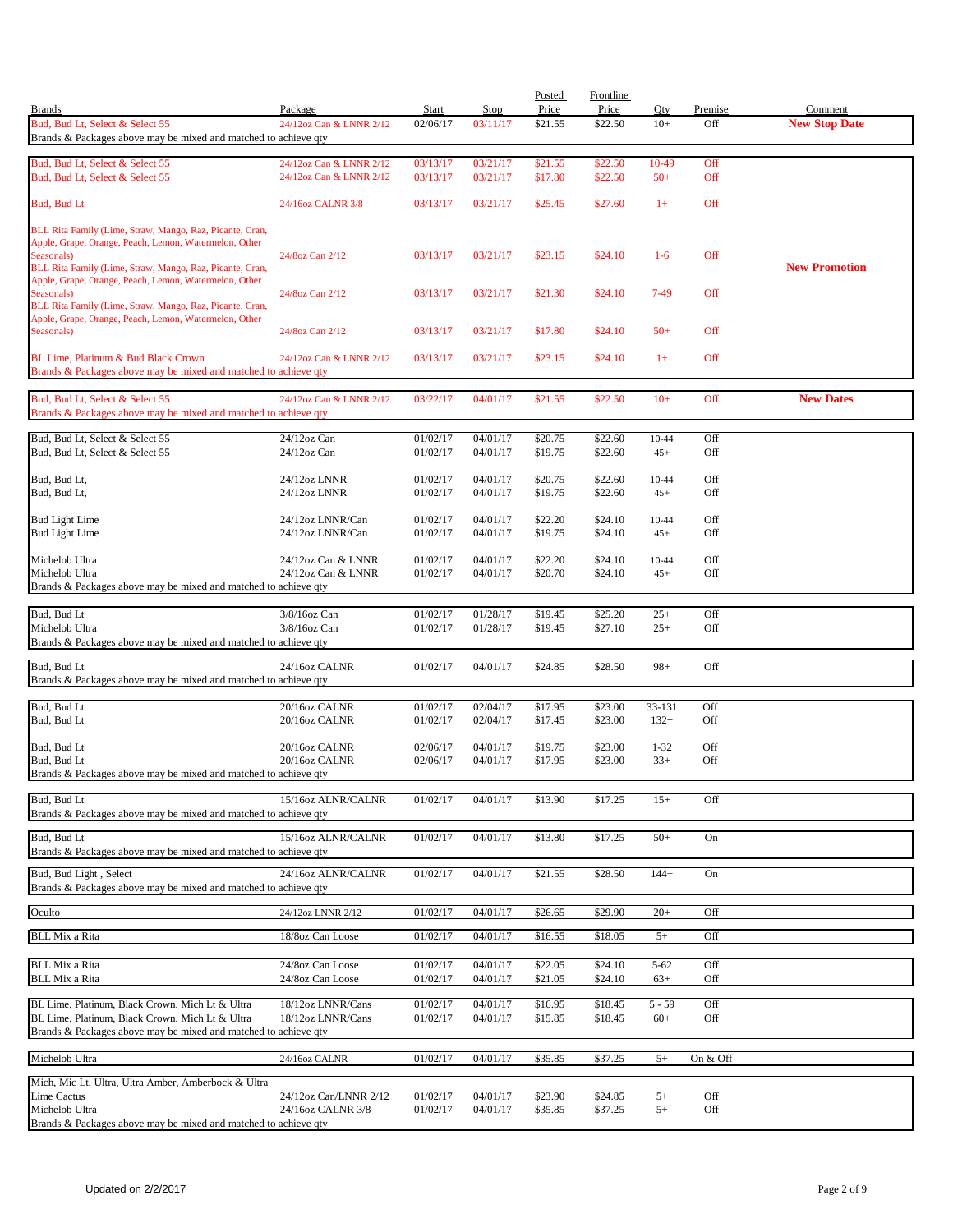| Brands | Package | Start | Stop | Posted Price | Frontline Price | Qty | Premise | Comment |
|---|---|---|---|---|---|---|---|---|
| Bud, Bud Lt, Select & Select 55 | 24/12oz Can & LNNR 2/12 | 02/06/17 | 03/11/17 | $21.55 | $22.50 | 10+ | Off | **New Stop Date** |
| Brands & Packages above may be mixed and matched to achieve qty | | | | | | | | |
| | | | | | | | | |
| Bud, Bud Lt, Select & Select 55 | 24/12oz Can & LNNR 2/12 | 03/13/17 | 03/21/17 | $21.55 | $22.50 | 10-49 | Off | |
| Bud, Bud Lt, Select & Select 55 | 24/12oz Can & LNNR 2/12 | 03/13/17 | 03/21/17 | $17.80 | $22.50 | 50+ | Off | |
| Bud, Bud Lt | 24/16oz CALNR 3/8 | 03/13/17 | 03/21/17 | $25.45 | $27.60 | 1+ | Off | |
| BLL Rita Family (Lime, Straw, Mango, Raz, Picante, Cran, Apple, Grape, Orange, Peach, Lemon, Watermelon, Other Seasonals) | 24/8oz Can 2/12 | 03/13/17 | 03/21/17 | $23.15 | $24.10 | 1-6 | Off | |
| BLL Rita Family (Lime, Straw, Mango, Raz, Picante, Cran, Apple, Grape, Orange, Peach, Lemon, Watermelon, Other Seasonals) | 24/8oz Can 2/12 | 03/13/17 | 03/21/17 | $21.30 | $24.10 | 7-49 | Off | **New Promotion** |
| BLL Rita Family (Lime, Straw, Mango, Raz, Picante, Cran, Apple, Grape, Orange, Peach, Lemon, Watermelon, Other Seasonals) | 24/8oz Can 2/12 | 03/13/17 | 03/21/17 | $17.80 | $24.10 | 50+ | Off | |
| BL Lime, Platinum & Bud Black Crown | 24/12oz Can & LNNR 2/12 | 03/13/17 | 03/21/17 | $23.15 | $24.10 | 1+ | Off | |
| Brands & Packages above may be mixed and matched to achieve qty | | | | | | | | |
| | | | | | | | | |
| Bud, Bud Lt, Select & Select 55 | 24/12oz Can & LNNR 2/12 | 03/22/17 | 04/01/17 | $21.55 | $22.50 | 10+ | Off | **New Dates** |
| Brands & Packages above may be mixed and matched to achieve qty | | | | | | | | |
| | | | | | | | | |
| Bud, Bud Lt, Select & Select 55 | 24/12oz Can | 01/02/17 | 04/01/17 | $20.75 | $22.60 | 10-44 | Off | |
| Bud, Bud Lt, Select & Select 55 | 24/12oz Can | 01/02/17 | 04/01/17 | $19.75 | $22.60 | 45+ | Off | |
| Bud, Bud Lt, | 24/12oz LNNR | 01/02/17 | 04/01/17 | $20.75 | $22.60 | 10-44 | Off | |
| Bud, Bud Lt, | 24/12oz LNNR | 01/02/17 | 04/01/17 | $19.75 | $22.60 | 45+ | Off | |
| Bud Light Lime | 24/12oz LNNR/Can | 01/02/17 | 04/01/17 | $22.20 | $24.10 | 10-44 | Off | |
| Bud Light Lime | 24/12oz LNNR/Can | 01/02/17 | 04/01/17 | $19.75 | $24.10 | 45+ | Off | |
| Michelob Ultra | 24/12oz Can & LNNR | 01/02/17 | 04/01/17 | $22.20 | $24.10 | 10-44 | Off | |
| Michelob Ultra | 24/12oz Can & LNNR | 01/02/17 | 04/01/17 | $20.70 | $24.10 | 45+ | Off | |
| Brands & Packages above may be mixed and matched to achieve qty | | | | | | | | |
| | | | | | | | | |
| Bud, Bud Lt | 3/8/16oz Can | 01/02/17 | 01/28/17 | $19.45 | $25.20 | 25+ | Off | |
| Michelob Ultra | 3/8/16oz Can | 01/02/17 | 01/28/17 | $19.45 | $27.10 | 25+ | Off | |
| Brands & Packages above may be mixed and matched to achieve qty | | | | | | | | |
| | | | | | | | | |
| Bud, Bud Lt | 24/16oz CALNR | 01/02/17 | 04/01/17 | $24.85 | $28.50 | 98+ | Off | |
| Brands & Packages above may be mixed and matched to achieve qty | | | | | | | | |
| | | | | | | | | |
| Bud, Bud Lt | 20/16oz CALNR | 01/02/17 | 02/04/17 | $17.95 | $23.00 | 33-131 | Off | |
| Bud, Bud Lt | 20/16oz CALNR | 01/02/17 | 02/04/17 | $17.45 | $23.00 | 132+ | Off | |
| Bud, Bud Lt | 20/16oz CALNR | 02/06/17 | 04/01/17 | $19.75 | $23.00 | 1-32 | Off | |
| Bud, Bud Lt | 20/16oz CALNR | 02/06/17 | 04/01/17 | $17.95 | $23.00 | 33+ | Off | |
| Brands & Packages above may be mixed and matched to achieve qty | | | | | | | | |
| | | | | | | | | |
| Bud, Bud Lt | 15/16oz ALNR/CALNR | 01/02/17 | 04/01/17 | $13.90 | $17.25 | 15+ | Off | |
| Brands & Packages above may be mixed and matched to achieve qty | | | | | | | | |
| | | | | | | | | |
| Bud, Bud Lt | 15/16oz ALNR/CALNR | 01/02/17 | 04/01/17 | $13.80 | $17.25 | 50+ | On | |
| Brands & Packages above may be mixed and matched to achieve qty | | | | | | | | |
| | | | | | | | | |
| Bud, Bud Light , Select | 24/16oz ALNR/CALNR | 01/02/17 | 04/01/17 | $21.55 | $28.50 | 144+ | On | |
| Brands & Packages above may be mixed and matched to achieve qty | | | | | | | | |
| | | | | | | | | |
| Oculto | 24/12oz LNNR 2/12 | 01/02/17 | 04/01/17 | $26.65 | $29.90 | 20+ | Off | |
| | | | | | | | | |
| BLL Mix a Rita | 18/8oz Can Loose | 01/02/17 | 04/01/17 | $16.55 | $18.05 | 5+ | Off | |
| | | | | | | | | |
| BLL Mix a Rita | 24/8oz Can Loose | 01/02/17 | 04/01/17 | $22.05 | $24.10 | 5-62 | Off | |
| BLL Mix a Rita | 24/8oz Can Loose | 01/02/17 | 04/01/17 | $21.05 | $24.10 | 63+ | Off | |
| | | | | | | | | |
| BL Lime, Platinum, Black Crown, Mich Lt & Ultra | 18/12oz LNNR/Cans | 01/02/17 | 04/01/17 | $16.95 | $18.45 | 5 - 59 | Off | |
| BL Lime, Platinum, Black Crown, Mich Lt & Ultra | 18/12oz LNNR/Cans | 01/02/17 | 04/01/17 | $15.85 | $18.45 | 60+ | Off | |
| Brands & Packages above may be mixed and matched to achieve qty | | | | | | | | |
| | | | | | | | | |
| Michelob Ultra | 24/16oz CALNR | 01/02/17 | 04/01/17 | $35.85 | $37.25 | 5+ | On & Off | |
| | | | | | | | | |
| Mich, Mic Lt, Ultra, Ultra Amber, Amberbock & Ultra Lime Cactus | 24/12oz Can/LNNR 2/12 | 01/02/17 | 04/01/17 | $23.90 | $24.85 | 5+ | Off | |
| Michelob Ultra | 24/16oz CALNR 3/8 | 01/02/17 | 04/01/17 | $35.85 | $37.25 | 5+ | Off | |
| Brands & Packages above may be mixed and matched to achieve qty | | | | | | | | |

Updated on 2/2/2017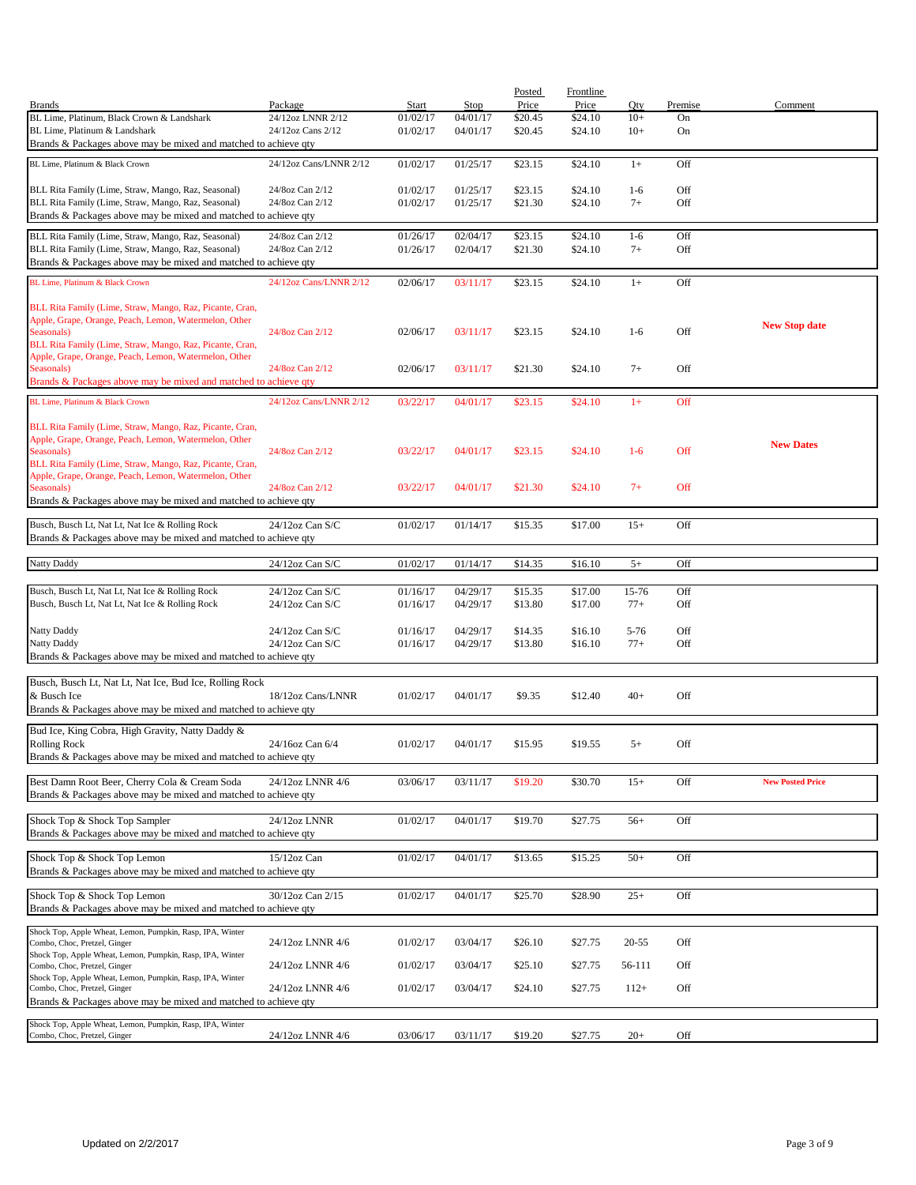| Brands | Package | Start | Stop | Posted Price | Frontline Price | Qty | Premise | Comment |
|---|---|---|---|---|---|---|---|---|
| BL Lime, Platinum, Black Crown & Landshark | 24/12oz LNNR 2/12 | 01/02/17 | 04/01/17 | $20.45 | $24.10 | 10+ | On | |
| BL Lime, Platinum & Landshark | 24/12oz Cans 2/12 | 01/02/17 | 04/01/17 | $20.45 | $24.10 | 10+ | On | |
| Brands & Packages above may be mixed and matched to achieve qty | | | | | | | | |
| BL Lime, Platinum & Black Crown | 24/12oz Cans/LNNR 2/12 | 01/02/17 | 01/25/17 | $23.15 | $24.10 | 1+ | Off | |
| BLL Rita Family (Lime, Straw, Mango, Raz, Seasonal) | 24/8oz Can 2/12 | 01/02/17 | 01/25/17 | $23.15 | $24.10 | 1-6 | Off | |
| BLL Rita Family (Lime, Straw, Mango, Raz, Seasonal) | 24/8oz Can 2/12 | 01/02/17 | 01/25/17 | $21.30 | $24.10 | 7+ | Off | |
| Brands & Packages above may be mixed and matched to achieve qty | | | | | | | | |
| BLL Rita Family (Lime, Straw, Mango, Raz, Seasonal) | 24/8oz Can 2/12 | 01/26/17 | 02/04/17 | $23.15 | $24.10 | 1-6 | Off | |
| BLL Rita Family (Lime, Straw, Mango, Raz, Seasonal) | 24/8oz Can 2/12 | 01/26/17 | 02/04/17 | $21.30 | $24.10 | 7+ | Off | |
| Brands & Packages above may be mixed and matched to achieve qty | | | | | | | | |
| BL Lime, Platinum & Black Crown | 24/12oz Cans/LNNR 2/12 | 02/06/17 | 03/11/17 | $23.15 | $24.10 | 1+ | Off | |
| BLL Rita Family (Lime, Straw, Mango, Raz, Picante, Cran, Apple, Grape, Orange, Peach, Lemon, Watermelon, Other Seasonals) | 24/8oz Can 2/12 | 02/06/17 | 03/11/17 | $23.15 | $24.10 | 1-6 | Off | **New Stop date** |
| BLL Rita Family (Lime, Straw, Mango, Raz, Picante, Cran, Apple, Grape, Orange, Peach, Lemon, Watermelon, Other Seasonals) | 24/8oz Can 2/12 | 02/06/17 | 03/11/17 | $21.30 | $24.10 | 7+ | Off | |
| Brands & Packages above may be mixed and matched to achieve qty | | | | | | | | |
| BL Lime, Platinum & Black Crown | 24/12oz Cans/LNNR 2/12 | 03/22/17 | 04/01/17 | $23.15 | $24.10 | 1+ | Off | |
| BLL Rita Family (Lime, Straw, Mango, Raz, Picante, Cran, Apple, Grape, Orange, Peach, Lemon, Watermelon, Other Seasonals) | 24/8oz Can 2/12 | 03/22/17 | 04/01/17 | $23.15 | $24.10 | 1-6 | Off | **New Dates** |
| BLL Rita Family (Lime, Straw, Mango, Raz, Picante, Cran, Apple, Grape, Orange, Peach, Lemon, Watermelon, Other Seasonals) | 24/8oz Can 2/12 | 03/22/17 | 04/01/17 | $21.30 | $24.10 | 7+ | Off | |
| Brands & Packages above may be mixed and matched to achieve qty | | | | | | | | |
| Busch, Busch Lt, Nat Lt, Nat Ice & Rolling Rock | 24/12oz Can S/C | 01/02/17 | 01/14/17 | $15.35 | $17.00 | 15+ | Off | |
| Brands & Packages above may be mixed and matched to achieve qty | | | | | | | | |
| Natty Daddy | 24/12oz Can S/C | 01/02/17 | 01/14/17 | $14.35 | $16.10 | 5+ | Off | |
| Busch, Busch Lt, Nat Lt, Nat Ice & Rolling Rock | 24/12oz Can S/C | 01/16/17 | 04/29/17 | $15.35 | $17.00 | 15-76 | Off | |
| Busch, Busch Lt, Nat Lt, Nat Ice & Rolling Rock | 24/12oz Can S/C | 01/16/17 | 04/29/17 | $13.80 | $17.00 | 77+ | Off | |
| Natty Daddy | 24/12oz Can S/C | 01/16/17 | 04/29/17 | $14.35 | $16.10 | 5-76 | Off | |
| Natty Daddy | 24/12oz Can S/C | 01/16/17 | 04/29/17 | $13.80 | $16.10 | 77+ | Off | |
| Brands & Packages above may be mixed and matched to achieve qty | | | | | | | | |
| Busch, Busch Lt, Nat Lt, Nat Ice, Bud Ice, Rolling Rock & Busch Ice | 18/12oz Cans/LNNR | 01/02/17 | 04/01/17 | $9.35 | $12.40 | 40+ | Off | |
| Brands & Packages above may be mixed and matched to achieve qty | | | | | | | | |
| Bud Ice, King Cobra, High Gravity, Natty Daddy & Rolling Rock | 24/16oz Can 6/4 | 01/02/17 | 04/01/17 | $15.95 | $19.55 | 5+ | Off | |
| Brands & Packages above may be mixed and matched to achieve qty | | | | | | | | |
| Best Damn Root Beer, Cherry Cola & Cream Soda | 24/12oz LNNR 4/6 | 03/06/17 | 03/11/17 | $19.20 | $30.70 | 15+ | Off | **New Posted Price** |
| Brands & Packages above may be mixed and matched to achieve qty | | | | | | | | |
| Shock Top & Shock Top Sampler | 24/12oz LNNR | 01/02/17 | 04/01/17 | $19.70 | $27.75 | 56+ | Off | |
| Brands & Packages above may be mixed and matched to achieve qty | | | | | | | | |
| Shock Top & Shock Top Lemon | 15/12oz Can | 01/02/17 | 04/01/17 | $13.65 | $15.25 | 50+ | Off | |
| Brands & Packages above may be mixed and matched to achieve qty | | | | | | | | |
| Shock Top & Shock Top Lemon | 30/12oz Can 2/15 | 01/02/17 | 04/01/17 | $25.70 | $28.90 | 25+ | Off | |
| Brands & Packages above may be mixed and matched to achieve qty | | | | | | | | |
| Shock Top, Apple Wheat, Lemon, Pumpkin, Rasp, IPA, Winter Combo, Choc, Pretzel, Ginger | 24/12oz LNNR 4/6 | 01/02/17 | 03/04/17 | $26.10 | $27.75 | 20-55 | Off | |
| Shock Top, Apple Wheat, Lemon, Pumpkin, Rasp, IPA, Winter Combo, Choc, Pretzel, Ginger | 24/12oz LNNR 4/6 | 01/02/17 | 03/04/17 | $25.10 | $27.75 | 56-111 | Off | |
| Shock Top, Apple Wheat, Lemon, Pumpkin, Rasp, IPA, Winter Combo, Choc, Pretzel, Ginger | 24/12oz LNNR 4/6 | 01/02/17 | 03/04/17 | $24.10 | $27.75 | 112+ | Off | |
| Brands & Packages above may be mixed and matched to achieve qty | | | | | | | | |
| Shock Top, Apple Wheat, Lemon, Pumpkin, Rasp, IPA, Winter Combo, Choc, Pretzel, Ginger | 24/12oz LNNR 4/6 | 03/06/17 | 03/11/17 | $19.20 | $27.75 | 20+ | Off | |

Updated on 2/2/2017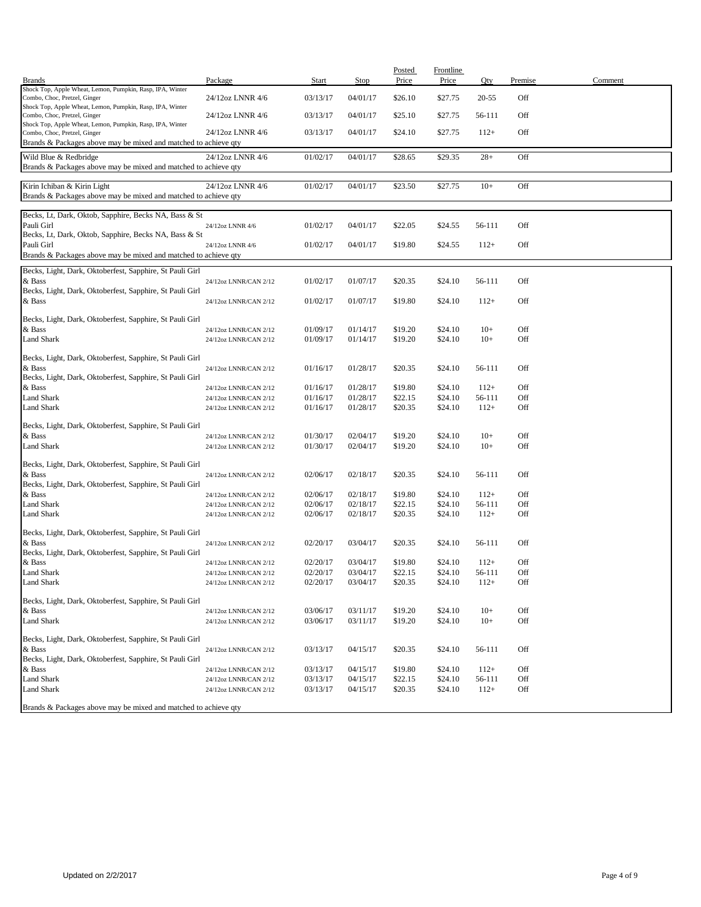| Brands | Package | Start | Stop | Posted Price | Frontline Price | Qty | Premise | Comment |
|---|---|---|---|---|---|---|---|---|
| Shock Top, Apple Wheat, Lemon, Pumpkin, Rasp, IPA, Winter Combo, Choc, Pretzel, Ginger | 24/12oz LNNR 4/6 | 03/13/17 | 04/01/17 | $26.10 | $27.75 | 20-55 | Off | |
| Shock Top, Apple Wheat, Lemon, Pumpkin, Rasp, IPA, Winter Combo, Choc, Pretzel, Ginger | 24/12oz LNNR 4/6 | 03/13/17 | 04/01/17 | $25.10 | $27.75 | 56-111 | Off | |
| Shock Top, Apple Wheat, Lemon, Pumpkin, Rasp, IPA, Winter Combo, Choc, Pretzel, Ginger | 24/12oz LNNR 4/6 | 03/13/17 | 04/01/17 | $24.10 | $27.75 | 112+ | Off | |
| Brands & Packages above may be mixed and matched to achieve qty | | | | | | | | |
| Wild Blue & Redbridge | 24/12oz LNNR 4/6 | 01/02/17 | 04/01/17 | $28.65 | $29.35 | 28+ | Off | |
| Brands & Packages above may be mixed and matched to achieve qty | | | | | | | | |
| Kirin Ichiban & Kirin Light | 24/12oz LNNR 4/6 | 01/02/17 | 04/01/17 | $23.50 | $27.75 | 10+ | Off | |
| Brands & Packages above may be mixed and matched to achieve qty | | | | | | | | |
| Becks, Lt, Dark, Oktob, Sapphire, Becks NA, Bass & St Pauli Girl | 24/12oz LNNR 4/6 | 01/02/17 | 04/01/17 | $22.05 | $24.55 | 56-111 | Off | |
| Becks, Lt, Dark, Oktob, Sapphire, Becks NA, Bass & St Pauli Girl | 24/12oz LNNR 4/6 | 01/02/17 | 04/01/17 | $19.80 | $24.55 | 112+ | Off | |
| Brands & Packages above may be mixed and matched to achieve qty | | | | | | | | |
| Becks, Light, Dark, Oktoberfest, Sapphire, St Pauli Girl & Bass | 24/12oz LNNR/CAN 2/12 | 01/02/17 | 01/07/17 | $20.35 | $24.10 | 56-111 | Off | |
| Becks, Light, Dark, Oktoberfest, Sapphire, St Pauli Girl & Bass | 24/12oz LNNR/CAN 2/12 | 01/02/17 | 01/07/17 | $19.80 | $24.10 | 112+ | Off | |
| Becks, Light, Dark, Oktoberfest, Sapphire, St Pauli Girl & Bass | 24/12oz LNNR/CAN 2/12 | 01/09/17 | 01/14/17 | $19.20 | $24.10 | 10+ | Off | |
| Land Shark | 24/12oz LNNR/CAN 2/12 | 01/09/17 | 01/14/17 | $19.20 | $24.10 | 10+ | Off | |
| Becks, Light, Dark, Oktoberfest, Sapphire, St Pauli Girl & Bass | 24/12oz LNNR/CAN 2/12 | 01/16/17 | 01/28/17 | $20.35 | $24.10 | 56-111 | Off | |
| Becks, Light, Dark, Oktoberfest, Sapphire, St Pauli Girl & Bass | 24/12oz LNNR/CAN 2/12 | 01/16/17 | 01/28/17 | $19.80 | $24.10 | 112+ | Off | |
| Land Shark | 24/12oz LNNR/CAN 2/12 | 01/16/17 | 01/28/17 | $22.15 | $24.10 | 56-111 | Off | |
| Land Shark | 24/12oz LNNR/CAN 2/12 | 01/16/17 | 01/28/17 | $20.35 | $24.10 | 112+ | Off | |
| Becks, Light, Dark, Oktoberfest, Sapphire, St Pauli Girl & Bass | 24/12oz LNNR/CAN 2/12 | 01/30/17 | 02/04/17 | $19.20 | $24.10 | 10+ | Off | |
| Land Shark | 24/12oz LNNR/CAN 2/12 | 01/30/17 | 02/04/17 | $19.20 | $24.10 | 10+ | Off | |
| Becks, Light, Dark, Oktoberfest, Sapphire, St Pauli Girl & Bass | 24/12oz LNNR/CAN 2/12 | 02/06/17 | 02/18/17 | $20.35 | $24.10 | 56-111 | Off | |
| Becks, Light, Dark, Oktoberfest, Sapphire, St Pauli Girl & Bass | 24/12oz LNNR/CAN 2/12 | 02/06/17 | 02/18/17 | $19.80 | $24.10 | 112+ | Off | |
| Land Shark | 24/12oz LNNR/CAN 2/12 | 02/06/17 | 02/18/17 | $22.15 | $24.10 | 56-111 | Off | |
| Land Shark | 24/12oz LNNR/CAN 2/12 | 02/06/17 | 02/18/17 | $20.35 | $24.10 | 112+ | Off | |
| Becks, Light, Dark, Oktoberfest, Sapphire, St Pauli Girl & Bass | 24/12oz LNNR/CAN 2/12 | 02/20/17 | 03/04/17 | $20.35 | $24.10 | 56-111 | Off | |
| Becks, Light, Dark, Oktoberfest, Sapphire, St Pauli Girl & Bass | 24/12oz LNNR/CAN 2/12 | 02/20/17 | 03/04/17 | $19.80 | $24.10 | 112+ | Off | |
| Land Shark | 24/12oz LNNR/CAN 2/12 | 02/20/17 | 03/04/17 | $22.15 | $24.10 | 56-111 | Off | |
| Land Shark | 24/12oz LNNR/CAN 2/12 | 02/20/17 | 03/04/17 | $20.35 | $24.10 | 112+ | Off | |
| Becks, Light, Dark, Oktoberfest, Sapphire, St Pauli Girl & Bass | 24/12oz LNNR/CAN 2/12 | 03/06/17 | 03/11/17 | $19.20 | $24.10 | 10+ | Off | |
| Land Shark | 24/12oz LNNR/CAN 2/12 | 03/06/17 | 03/11/17 | $19.20 | $24.10 | 10+ | Off | |
| Becks, Light, Dark, Oktoberfest, Sapphire, St Pauli Girl & Bass | 24/12oz LNNR/CAN 2/12 | 03/13/17 | 04/15/17 | $20.35 | $24.10 | 56-111 | Off | |
| Becks, Light, Dark, Oktoberfest, Sapphire, St Pauli Girl & Bass | 24/12oz LNNR/CAN 2/12 | 03/13/17 | 04/15/17 | $19.80 | $24.10 | 112+ | Off | |
| Land Shark | 24/12oz LNNR/CAN 2/12 | 03/13/17 | 04/15/17 | $22.15 | $24.10 | 56-111 | Off | |
| Land Shark | 24/12oz LNNR/CAN 2/12 | 03/13/17 | 04/15/17 | $20.35 | $24.10 | 112+ | Off | |
| Brands & Packages above may be mixed and matched to achieve qty | | | | | | | | |

Updated on 2/2/2017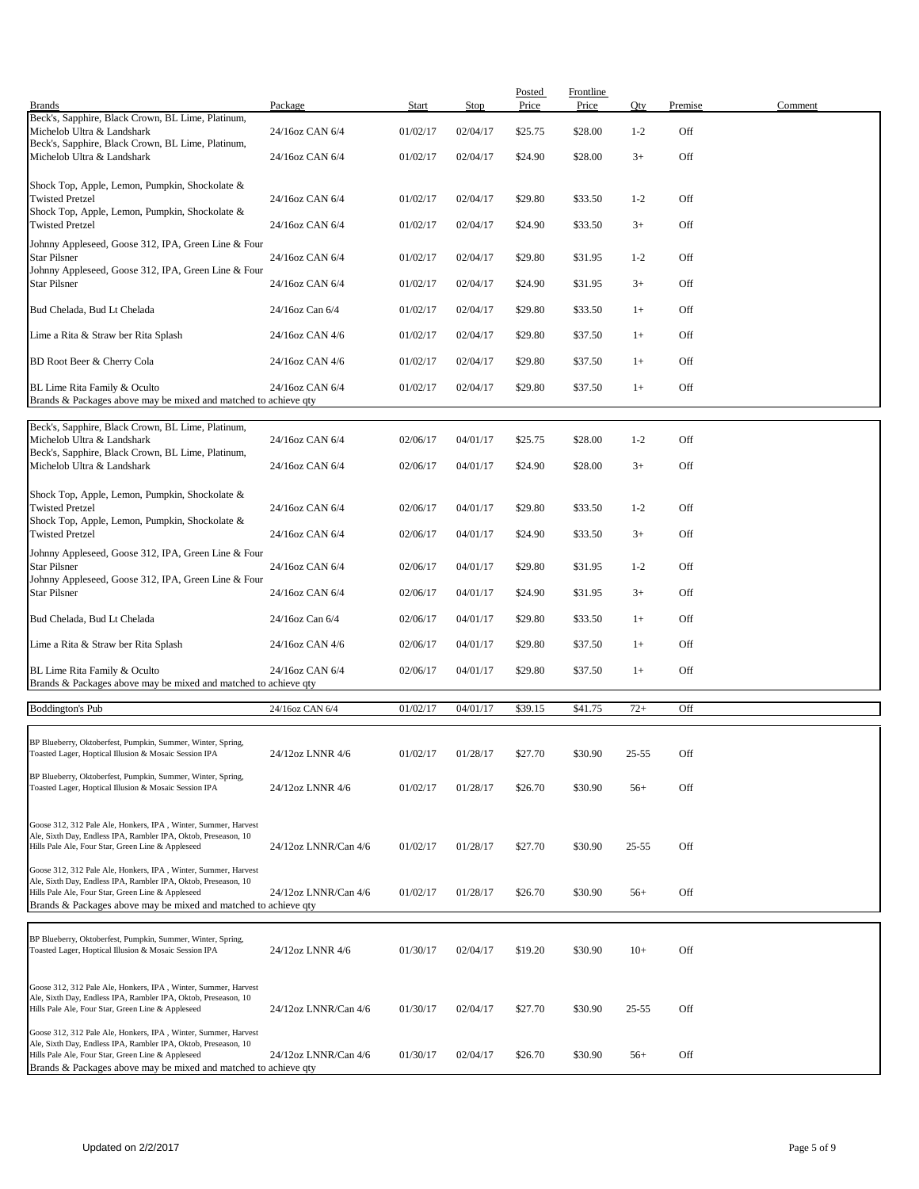| Brands | Package | Start | Stop | Posted Price | Frontline Price | Qty | Premise | Comment |
|---|---|---|---|---|---|---|---|---|
| Beck's, Sapphire, Black Crown, BL Lime, Platinum, Michelob Ultra & Landshark | 24/16oz CAN 6/4 | 01/02/17 | 02/04/17 | $25.75 | $28.00 | 1-2 | Off | |
| Beck's, Sapphire, Black Crown, BL Lime, Platinum, Michelob Ultra & Landshark | 24/16oz CAN 6/4 | 01/02/17 | 02/04/17 | $24.90 | $28.00 | 3+ | Off | |
| Shock Top, Apple, Lemon, Pumpkin, Shockolate & Twisted Pretzel | 24/16oz CAN 6/4 | 01/02/17 | 02/04/17 | $29.80 | $33.50 | 1-2 | Off | |
| Shock Top, Apple, Lemon, Pumpkin, Shockolate & Twisted Pretzel | 24/16oz CAN 6/4 | 01/02/17 | 02/04/17 | $24.90 | $33.50 | 3+ | Off | |
| Johnny Appleseed, Goose 312, IPA, Green Line & Four Star Pilsner | 24/16oz CAN 6/4 | 01/02/17 | 02/04/17 | $29.80 | $31.95 | 1-2 | Off | |
| Johnny Appleseed, Goose 312, IPA, Green Line & Four Star Pilsner | 24/16oz CAN 6/4 | 01/02/17 | 02/04/17 | $24.90 | $31.95 | 3+ | Off | |
| Bud Chelada, Bud Lt Chelada | 24/16oz Can 6/4 | 01/02/17 | 02/04/17 | $29.80 | $33.50 | 1+ | Off | |
| Lime a Rita & Straw ber Rita Splash | 24/16oz CAN 4/6 | 01/02/17 | 02/04/17 | $29.80 | $37.50 | 1+ | Off | |
| BD Root Beer & Cherry Cola | 24/16oz CAN 4/6 | 01/02/17 | 02/04/17 | $29.80 | $37.50 | 1+ | Off | |
| BL Lime Rita Family & Oculto | 24/16oz CAN 6/4 | 01/02/17 | 02/04/17 | $29.80 | $37.50 | 1+ | Off | |
| Brands & Packages above may be mixed and matched to achieve qty | | | | | | | | |
| Beck's, Sapphire, Black Crown, BL Lime, Platinum, Michelob Ultra & Landshark | 24/16oz CAN 6/4 | 02/06/17 | 04/01/17 | $25.75 | $28.00 | 1-2 | Off | |
| Beck's, Sapphire, Black Crown, BL Lime, Platinum, Michelob Ultra & Landshark | 24/16oz CAN 6/4 | 02/06/17 | 04/01/17 | $24.90 | $28.00 | 3+ | Off | |
| Shock Top, Apple, Lemon, Pumpkin, Shockolate & Twisted Pretzel | 24/16oz CAN 6/4 | 02/06/17 | 04/01/17 | $29.80 | $33.50 | 1-2 | Off | |
| Shock Top, Apple, Lemon, Pumpkin, Shockolate & Twisted Pretzel | 24/16oz CAN 6/4 | 02/06/17 | 04/01/17 | $24.90 | $33.50 | 3+ | Off | |
| Johnny Appleseed, Goose 312, IPA, Green Line & Four Star Pilsner | 24/16oz CAN 6/4 | 02/06/17 | 04/01/17 | $29.80 | $31.95 | 1-2 | Off | |
| Johnny Appleseed, Goose 312, IPA, Green Line & Four Star Pilsner | 24/16oz CAN 6/4 | 02/06/17 | 04/01/17 | $24.90 | $31.95 | 3+ | Off | |
| Bud Chelada, Bud Lt Chelada | 24/16oz Can 6/4 | 02/06/17 | 04/01/17 | $29.80 | $33.50 | 1+ | Off | |
| Lime a Rita & Straw ber Rita Splash | 24/16oz CAN 4/6 | 02/06/17 | 04/01/17 | $29.80 | $37.50 | 1+ | Off | |
| BL Lime Rita Family & Oculto | 24/16oz CAN 6/4 | 02/06/17 | 04/01/17 | $29.80 | $37.50 | 1+ | Off | |
| Brands & Packages above may be mixed and matched to achieve qty | | | | | | | | |
| Boddington's Pub | 24/16oz CAN 6/4 | 01/02/17 | 04/01/17 | $39.15 | $41.75 | 72+ | Off | |
| BP Blueberry, Oktoberfest, Pumpkin, Summer, Winter, Spring, Toasted Lager, Hoptical Illusion & Mosaic Session IPA | 24/12oz LNNR 4/6 | 01/02/17 | 01/28/17 | $27.70 | $30.90 | 25-55 | Off | |
| BP Blueberry, Oktoberfest, Pumpkin, Summer, Winter, Spring, Toasted Lager, Hoptical Illusion & Mosaic Session IPA | 24/12oz LNNR 4/6 | 01/02/17 | 01/28/17 | $26.70 | $30.90 | 56+ | Off | |
| Goose 312, 312 Pale Ale, Honkers, IPA , Winter, Summer, Harvest Ale, Sixth Day, Endless IPA, Rambler IPA, Oktob, Preseason, 10 Hills Pale Ale, Four Star, Green Line & Appleseed | 24/12oz LNNR/Can 4/6 | 01/02/17 | 01/28/17 | $27.70 | $30.90 | 25-55 | Off | |
| Goose 312, 312 Pale Ale, Honkers, IPA , Winter, Summer, Harvest Ale, Sixth Day, Endless IPA, Rambler IPA, Oktob, Preseason, 10 Hills Pale Ale, Four Star, Green Line & Appleseed | 24/12oz LNNR/Can 4/6 | 01/02/17 | 01/28/17 | $26.70 | $30.90 | 56+ | Off | |
| Brands & Packages above may be mixed and matched to achieve qty | | | | | | | | |
| BP Blueberry, Oktoberfest, Pumpkin, Summer, Winter, Spring, Toasted Lager, Hoptical Illusion & Mosaic Session IPA | 24/12oz LNNR 4/6 | 01/30/17 | 02/04/17 | $19.20 | $30.90 | 10+ | Off | |
| Goose 312, 312 Pale Ale, Honkers, IPA , Winter, Summer, Harvest Ale, Sixth Day, Endless IPA, Rambler IPA, Oktob, Preseason, 10 Hills Pale Ale, Four Star, Green Line & Appleseed | 24/12oz LNNR/Can 4/6 | 01/30/17 | 02/04/17 | $27.70 | $30.90 | 25-55 | Off | |
| Goose 312, 312 Pale Ale, Honkers, IPA , Winter, Summer, Harvest Ale, Sixth Day, Endless IPA, Rambler IPA, Oktob, Preseason, 10 Hills Pale Ale, Four Star, Green Line & Appleseed | 24/12oz LNNR/Can 4/6 | 01/30/17 | 02/04/17 | $26.70 | $30.90 | 56+ | Off | |
| Brands & Packages above may be mixed and matched to achieve qty | | | | | | | | |

Updated on 2/2/2017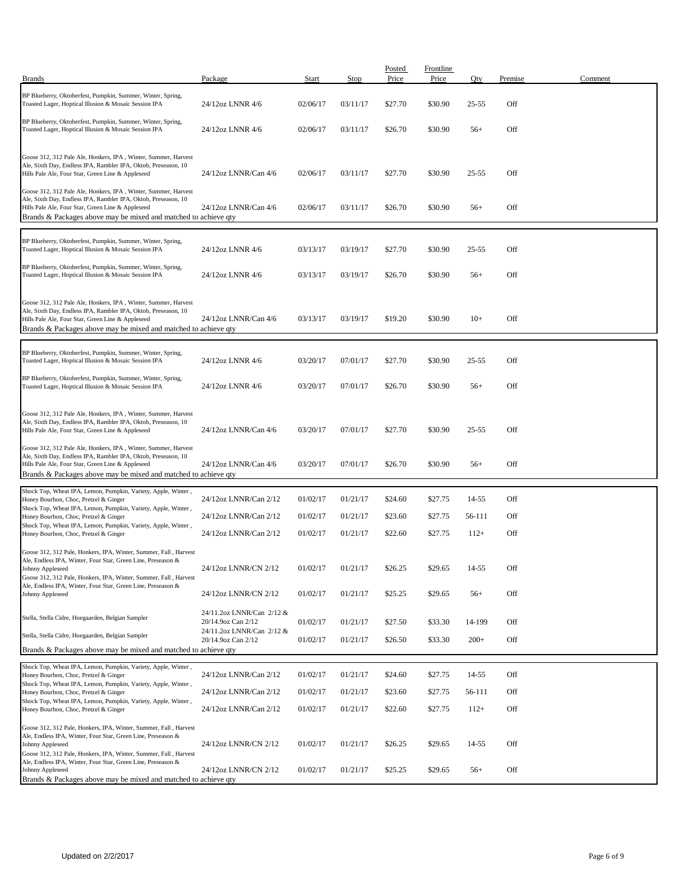| Brands | Package | Start | Stop | Posted Price | Frontline Price | Qty | Premise | Comment |
|---|---|---|---|---|---|---|---|---|
| BP Blueberry, Oktoberfest, Pumpkin, Summer, Winter, Spring, Toasted Lager, Hoptical Illusion & Mosaic Session IPA | 24/12oz LNNR 4/6 | 02/06/17 | 03/11/17 | $27.70 | $30.90 | 25-55 | Off | |
| BP Blueberry, Oktoberfest, Pumpkin, Summer, Winter, Spring, Toasted Lager, Hoptical Illusion & Mosaic Session IPA | 24/12oz LNNR 4/6 | 02/06/17 | 03/11/17 | $26.70 | $30.90 | 56+ | Off | |
| Goose 312, 312 Pale Ale, Honkers, IPA , Winter, Summer, Harvest Ale, Sixth Day, Endless IPA, Rambler IPA, Oktob, Preseason, 10 Hills Pale Ale, Four Star, Green Line & Appleseed | 24/12oz LNNR/Can 4/6 | 02/06/17 | 03/11/17 | $27.70 | $30.90 | 25-55 | Off | |
| Goose 312, 312 Pale Ale, Honkers, IPA , Winter, Summer, Harvest Ale, Sixth Day, Endless IPA, Rambler IPA, Oktob, Preseason, 10 Hills Pale Ale, Four Star, Green Line & Appleseed | 24/12oz LNNR/Can 4/6 | 02/06/17 | 03/11/17 | $26.70 | $30.90 | 56+ | Off | |
| Brands & Packages above may be mixed and matched to achieve qty | | | | | | | | |
| BP Blueberry, Oktoberfest, Pumpkin, Summer, Winter, Spring, Toasted Lager, Hoptical Illusion & Mosaic Session IPA | 24/12oz LNNR 4/6 | 03/13/17 | 03/19/17 | $27.70 | $30.90 | 25-55 | Off | |
| BP Blueberry, Oktoberfest, Pumpkin, Summer, Winter, Spring, Toasted Lager, Hoptical Illusion & Mosaic Session IPA | 24/12oz LNNR 4/6 | 03/13/17 | 03/19/17 | $26.70 | $30.90 | 56+ | Off | |
| Goose 312, 312 Pale Ale, Honkers, IPA , Winter, Summer, Harvest Ale, Sixth Day, Endless IPA, Rambler IPA, Oktob, Preseason, 10 Hills Pale Ale, Four Star, Green Line & Appleseed | 24/12oz LNNR/Can 4/6 | 03/13/17 | 03/19/17 | $19.20 | $30.90 | 10+ | Off | |
| Brands & Packages above may be mixed and matched to achieve qty | | | | | | | | |
| BP Blueberry, Oktoberfest, Pumpkin, Summer, Winter, Spring, Toasted Lager, Hoptical Illusion & Mosaic Session IPA | 24/12oz LNNR 4/6 | 03/20/17 | 07/01/17 | $27.70 | $30.90 | 25-55 | Off | |
| BP Blueberry, Oktoberfest, Pumpkin, Summer, Winter, Spring, Toasted Lager, Hoptical Illusion & Mosaic Session IPA | 24/12oz LNNR 4/6 | 03/20/17 | 07/01/17 | $26.70 | $30.90 | 56+ | Off | |
| Goose 312, 312 Pale Ale, Honkers, IPA , Winter, Summer, Harvest Ale, Sixth Day, Endless IPA, Rambler IPA, Oktob, Preseason, 10 Hills Pale Ale, Four Star, Green Line & Appleseed | 24/12oz LNNR/Can 4/6 | 03/20/17 | 07/01/17 | $27.70 | $30.90 | 25-55 | Off | |
| Goose 312, 312 Pale Ale, Honkers, IPA , Winter, Summer, Harvest Ale, Sixth Day, Endless IPA, Rambler IPA, Oktob, Preseason, 10 Hills Pale Ale, Four Star, Green Line & Appleseed | 24/12oz LNNR/Can 4/6 | 03/20/17 | 07/01/17 | $26.70 | $30.90 | 56+ | Off | |
| Brands & Packages above may be mixed and matched to achieve qty | | | | | | | | |
| Shock Top, Wheat IPA, Lemon, Pumpkin, Variety, Apple, Winter , Honey Bourbon, Choc, Pretzel & Ginger | 24/12oz LNNR/Can 2/12 | 01/02/17 | 01/21/17 | $24.60 | $27.75 | 14-55 | Off | |
| Shock Top, Wheat IPA, Lemon, Pumpkin, Variety, Apple, Winter , Honey Bourbon, Choc, Pretzel & Ginger | 24/12oz LNNR/Can 2/12 | 01/02/17 | 01/21/17 | $23.60 | $27.75 | 56-111 | Off | |
| Shock Top, Wheat IPA, Lemon, Pumpkin, Variety, Apple, Winter , Honey Bourbon, Choc, Pretzel & Ginger | 24/12oz LNNR/Can 2/12 | 01/02/17 | 01/21/17 | $22.60 | $27.75 | 112+ | Off | |
| Goose 312, 312 Pale, Honkers, IPA, Winter, Summer, Fall , Harvest Ale, Endless IPA, Winter, Four Star, Green Line, Preseason & Johnny Appleseed | 24/12oz LNNR/CN 2/12 | 01/02/17 | 01/21/17 | $26.25 | $29.65 | 14-55 | Off | |
| Goose 312, 312 Pale, Honkers, IPA, Winter, Summer, Fall , Harvest Ale, Endless IPA, Winter, Four Star, Green Line, Preseason & Johnny Appleseed | 24/12oz LNNR/CN 2/12 | 01/02/17 | 01/21/17 | $25.25 | $29.65 | 56+ | Off | |
| Stella, Stella Cidre, Hoegaarden, Belgian Sampler | 24/11.2oz LNNR/Can 2/12 & 20/14.9oz Can 2/12 | 01/02/17 | 01/21/17 | $27.50 | $33.30 | 14-199 | Off | |
| Stella, Stella Cidre, Hoegaarden, Belgian Sampler | 24/11.2oz LNNR/Can 2/12 & 20/14.9oz Can 2/12 | 01/02/17 | 01/21/17 | $26.50 | $33.30 | 200+ | Off | |
| Brands & Packages above may be mixed and matched to achieve qty | | | | | | | | |
| Shock Top, Wheat IPA, Lemon, Pumpkin, Variety, Apple, Winter , Honey Bourbon, Choc, Pretzel & Ginger | 24/12oz LNNR/Can 2/12 | 01/02/17 | 01/21/17 | $24.60 | $27.75 | 14-55 | Off | |
| Shock Top, Wheat IPA, Lemon, Pumpkin, Variety, Apple, Winter , Honey Bourbon, Choc, Pretzel & Ginger | 24/12oz LNNR/Can 2/12 | 01/02/17 | 01/21/17 | $23.60 | $27.75 | 56-111 | Off | |
| Shock Top, Wheat IPA, Lemon, Pumpkin, Variety, Apple, Winter , Honey Bourbon, Choc, Pretzel & Ginger | 24/12oz LNNR/Can 2/12 | 01/02/17 | 01/21/17 | $22.60 | $27.75 | 112+ | Off | |
| Goose 312, 312 Pale, Honkers, IPA, Winter, Summer, Fall , Harvest Ale, Endless IPA, Winter, Four Star, Green Line, Preseason & Johnny Appleseed | 24/12oz LNNR/CN 2/12 | 01/02/17 | 01/21/17 | $26.25 | $29.65 | 14-55 | Off | |
| Goose 312, 312 Pale, Honkers, IPA, Winter, Summer, Fall , Harvest Ale, Endless IPA, Winter, Four Star, Green Line, Preseason & Johnny Appleseed | 24/12oz LNNR/CN 2/12 | 01/02/17 | 01/21/17 | $25.25 | $29.65 | 56+ | Off | |
| Brands & Packages above may be mixed and matched to achieve qty | | | | | | | | |

Updated on 2/2/2017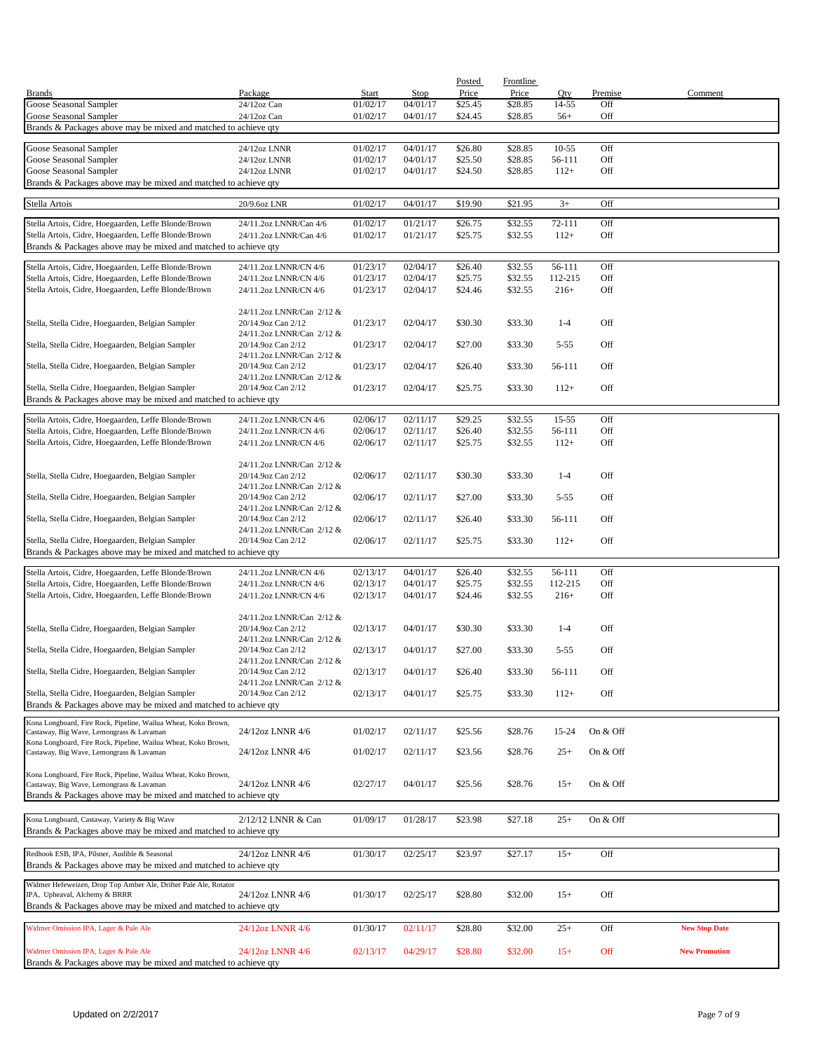| Brands | Package | Start | Stop | Posted Price | Frontline Price | Qty | Premise | Comment |
|---|---|---|---|---|---|---|---|---|
| Goose Seasonal Sampler | 24/12oz Can | 01/02/17 | 04/01/17 | $25.45 | $28.85 | 14-55 | Off | |
| Goose Seasonal Sampler | 24/12oz Can | 01/02/17 | 04/01/17 | $24.45 | $28.85 | 56+ | Off | |
| Brands & Packages above may be mixed and matched to achieve qty | | | | | | | | |
| Goose Seasonal Sampler | 24/12oz LNNR | 01/02/17 | 04/01/17 | $26.80 | $28.85 | 10-55 | Off | |
| Goose Seasonal Sampler | 24/12oz LNNR | 01/02/17 | 04/01/17 | $25.50 | $28.85 | 56-111 | Off | |
| Goose Seasonal Sampler | 24/12oz LNNR | 01/02/17 | 04/01/17 | $24.50 | $28.85 | 112+ | Off | |
| Brands & Packages above may be mixed and matched to achieve qty | | | | | | | | |
| Stella Artois | 20/9.6oz LNR | 01/02/17 | 04/01/17 | $19.90 | $21.95 | 3+ | Off | |
| Stella Artois, Cidre, Hoegaarden, Leffe Blonde/Brown | 24/11.2oz LNNR/Can 4/6 | 01/02/17 | 01/21/17 | $26.75 | $32.55 | 72-111 | Off | |
| Stella Artois, Cidre, Hoegaarden, Leffe Blonde/Brown | 24/11.2oz LNNR/Can 4/6 | 01/02/17 | 01/21/17 | $25.75 | $32.55 | 112+ | Off | |
| Brands & Packages above may be mixed and matched to achieve qty | | | | | | | | |
| Stella Artois, Cidre, Hoegaarden, Leffe Blonde/Brown | 24/11.2oz LNNR/CN 4/6 | 01/23/17 | 02/04/17 | $26.40 | $32.55 | 56-111 | Off | |
| Stella Artois, Cidre, Hoegaarden, Leffe Blonde/Brown | 24/11.2oz LNNR/CN 4/6 | 01/23/17 | 02/04/17 | $25.75 | $32.55 | 112-215 | Off | |
| Stella Artois, Cidre, Hoegaarden, Leffe Blonde/Brown | 24/11.2oz LNNR/CN 4/6 | 01/23/17 | 02/04/17 | $24.46 | $32.55 | 216+ | Off | |
| Stella, Stella Cidre, Hoegaarden, Belgian Sampler | 24/11.2oz LNNR/Can 2/12 & 20/14.9oz Can 2/12 | 01/23/17 | 02/04/17 | $30.30 | $33.30 | 1-4 | Off | |
| Stella, Stella Cidre, Hoegaarden, Belgian Sampler | 24/11.2oz LNNR/Can 2/12 & 20/14.9oz Can 2/12 | 01/23/17 | 02/04/17 | $27.00 | $33.30 | 5-55 | Off | |
| Stella, Stella Cidre, Hoegaarden, Belgian Sampler | 24/11.2oz LNNR/Can 2/12 & 20/14.9oz Can 2/12 | 01/23/17 | 02/04/17 | $26.40 | $33.30 | 56-111 | Off | |
| Stella, Stella Cidre, Hoegaarden, Belgian Sampler | 24/11.2oz LNNR/Can 2/12 & 20/14.9oz Can 2/12 | 01/23/17 | 02/04/17 | $25.75 | $33.30 | 112+ | Off | |
| Brands & Packages above may be mixed and matched to achieve qty | | | | | | | | |
| Stella Artois, Cidre, Hoegaarden, Leffe Blonde/Brown | 24/11.2oz LNNR/CN 4/6 | 02/06/17 | 02/11/17 | $29.25 | $32.55 | 15-55 | Off | |
| Stella Artois, Cidre, Hoegaarden, Leffe Blonde/Brown | 24/11.2oz LNNR/CN 4/6 | 02/06/17 | 02/11/17 | $26.40 | $32.55 | 56-111 | Off | |
| Stella Artois, Cidre, Hoegaarden, Leffe Blonde/Brown | 24/11.2oz LNNR/CN 4/6 | 02/06/17 | 02/11/17 | $25.75 | $32.55 | 112+ | Off | |
| Stella, Stella Cidre, Hoegaarden, Belgian Sampler | 24/11.2oz LNNR/Can 2/12 & 20/14.9oz Can 2/12 | 02/06/17 | 02/11/17 | $30.30 | $33.30 | 1-4 | Off | |
| Stella, Stella Cidre, Hoegaarden, Belgian Sampler | 24/11.2oz LNNR/Can 2/12 & 20/14.9oz Can 2/12 | 02/06/17 | 02/11/17 | $27.00 | $33.30 | 5-55 | Off | |
| Stella, Stella Cidre, Hoegaarden, Belgian Sampler | 24/11.2oz LNNR/Can 2/12 & 20/14.9oz Can 2/12 | 02/06/17 | 02/11/17 | $26.40 | $33.30 | 56-111 | Off | |
| Stella, Stella Cidre, Hoegaarden, Belgian Sampler | 24/11.2oz LNNR/Can 2/12 & 20/14.9oz Can 2/12 | 02/06/17 | 02/11/17 | $25.75 | $33.30 | 112+ | Off | |
| Brands & Packages above may be mixed and matched to achieve qty | | | | | | | | |
| Stella Artois, Cidre, Hoegaarden, Leffe Blonde/Brown | 24/11.2oz LNNR/CN 4/6 | 02/13/17 | 04/01/17 | $26.40 | $32.55 | 56-111 | Off | |
| Stella Artois, Cidre, Hoegaarden, Leffe Blonde/Brown | 24/11.2oz LNNR/CN 4/6 | 02/13/17 | 04/01/17 | $25.75 | $32.55 | 112-215 | Off | |
| Stella Artois, Cidre, Hoegaarden, Leffe Blonde/Brown | 24/11.2oz LNNR/CN 4/6 | 02/13/17 | 04/01/17 | $24.46 | $32.55 | 216+ | Off | |
| Stella, Stella Cidre, Hoegaarden, Belgian Sampler | 24/11.2oz LNNR/Can 2/12 & 20/14.9oz Can 2/12 | 02/13/17 | 04/01/17 | $30.30 | $33.30 | 1-4 | Off | |
| Stella, Stella Cidre, Hoegaarden, Belgian Sampler | 24/11.2oz LNNR/Can 2/12 & 20/14.9oz Can 2/12 | 02/13/17 | 04/01/17 | $27.00 | $33.30 | 5-55 | Off | |
| Stella, Stella Cidre, Hoegaarden, Belgian Sampler | 24/11.2oz LNNR/Can 2/12 & 20/14.9oz Can 2/12 | 02/13/17 | 04/01/17 | $26.40 | $33.30 | 56-111 | Off | |
| Stella, Stella Cidre, Hoegaarden, Belgian Sampler | 24/11.2oz LNNR/Can 2/12 & 20/14.9oz Can 2/12 | 02/13/17 | 04/01/17 | $25.75 | $33.30 | 112+ | Off | |
| Brands & Packages above may be mixed and matched to achieve qty | | | | | | | | |
| Kona Longboard, Fire Rock, Pipeline, Wailua Wheat, Koko Brown, Castaway, Big Wave, Lemongrass & Lavaman | 24/12oz LNNR 4/6 | 01/02/17 | 02/11/17 | $25.56 | $28.76 | 15-24 | On & Off | |
| Kona Longboard, Fire Rock, Pipeline, Wailua Wheat, Koko Brown, Castaway, Big Wave, Lemongrass & Lavaman | 24/12oz LNNR 4/6 | 01/02/17 | 02/11/17 | $23.56 | $28.76 | 25+ | On & Off | |
| Kona Longboard, Fire Rock, Pipeline, Wailua Wheat, Koko Brown, Castaway, Big Wave, Lemongrass & Lavaman | 24/12oz LNNR 4/6 | 02/27/17 | 04/01/17 | $25.56 | $28.76 | 15+ | On & Off | |
| Brands & Packages above may be mixed and matched to achieve qty | | | | | | | | |
| Kona Longboard, Castaway, Variety & Big Wave | 2/12/12 LNNR & Can | 01/09/17 | 01/28/17 | $23.98 | $27.18 | 25+ | On & Off | |
| Brands & Packages above may be mixed and matched to achieve qty | | | | | | | | |
| Redhook ESB, IPA, Pilsner, Audible & Seasonal | 24/12oz LNNR 4/6 | 01/30/17 | 02/25/17 | $23.97 | $27.17 | 15+ | Off | |
| Brands & Packages above may be mixed and matched to achieve qty | | | | | | | | |
| Widmer Hefeweizen, Drop Top Amber Ale, Drifter Pale Ale, Rotator IPA, Upheaval, Alchemy & BRRR | 24/12oz LNNR 4/6 | 01/30/17 | 02/25/17 | $28.80 | $32.00 | 15+ | Off | |
| Brands & Packages above may be mixed and matched to achieve qty | | | | | | | | |
| Widmer Omission IPA, Lager & Pale Ale | 24/12oz LNNR 4/6 | 01/30/17 | 02/11/17 | $28.80 | $32.00 | 25+ | Off | **New Stop Date** |
| Widmer Omission IPA, Lager & Pale Ale | 24/12oz LNNR 4/6 | 02/13/17 | 04/29/17 | $28.80 | $32.00 | 15+ | Off | **New Promotion** |
| Brands & Packages above may be mixed and matched to achieve qty | | | | | | | | |

Updated on 2/2/2017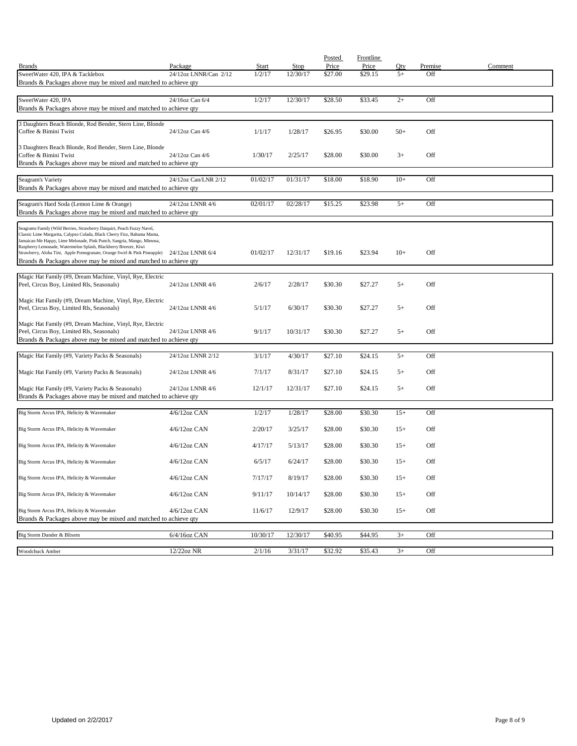| Brands | Package | Start | Stop | Posted Price | Frontline Price | Qty | Premise | Comment |
|---|---|---|---|---|---|---|---|---|
| SweetWater 420, IPA & Tacklebox | 24/12oz LNNR/Can 2/12 | 1/2/17 | 12/30/17 | $27.00 | $29.15 | 5+ | Off | |
| Brands & Packages above may be mixed and matched to achieve qty | | | | | | | | |
| SweetWater 420, IPA | 24/16oz Can 6/4 | 1/2/17 | 12/30/17 | $28.50 | $33.45 | 2+ | Off | |
| Brands & Packages above may be mixed and matched to achieve qty | | | | | | | | |
| 3 Daughters Beach Blonde, Rod Bender, Stern Line, Blonde Coffee & Bimini Twist | 24/12oz Can 4/6 | 1/1/17 | 1/28/17 | $26.95 | $30.00 | 50+ | Off | |
| 3 Daughters Beach Blonde, Rod Bender, Stern Line, Blonde Coffee & Bimini Twist | 24/12oz Can 4/6 | 1/30/17 | 2/25/17 | $28.00 | $30.00 | 3+ | Off | |
| Brands & Packages above may be mixed and matched to achieve qty | | | | | | | | |
| Seagram's Variety | 24/12oz Can/LNR 2/12 | 01/02/17 | 01/31/17 | $18.00 | $18.90 | 10+ | Off | |
| Brands & Packages above may be mixed and matched to achieve qty | | | | | | | | |
| Seagram's Hard Soda (Lemon Lime & Orange) | 24/12oz LNNR 4/6 | 02/01/17 | 02/28/17 | $15.25 | $23.98 | 5+ | Off | |
| Brands & Packages above may be mixed and matched to achieve qty | | | | | | | | |
| Seagrams Family (Wild Berries, Strawberry Daiquiri, Peach Fuzzy Navel, Classic Lime Margarita, Calypso Colada, Black Cherry Fizz, Bahama Mama, Jamaican Me Happy, Lime Melonade, Pink Punch, Sangria, Mango, Mimosa, Raspberry Lemonade, Watermelon Splash, Blackberry Breezer, Kiwi Strawberry, Aloha Tini, Apple Pomegranate, Orange Swirl & Pink Pineapple) | 24/12oz LNNR 6/4 | 01/02/17 | 12/31/17 | $19.16 | $23.94 | 10+ | Off | |
| Brands & Packages above may be mixed and matched to achieve qty | | | | | | | | |
| Magic Hat Family (#9, Dream Machine, Vinyl, Rye, Electric Peel, Circus Boy, Limited Rls, Seasonals) | 24/12oz LNNR 4/6 | 2/6/17 | 2/28/17 | $30.30 | $27.27 | 5+ | Off | |
| Magic Hat Family (#9, Dream Machine, Vinyl, Rye, Electric Peel, Circus Boy, Limited Rls, Seasonals) | 24/12oz LNNR 4/6 | 5/1/17 | 6/30/17 | $30.30 | $27.27 | 5+ | Off | |
| Magic Hat Family (#9, Dream Machine, Vinyl, Rye, Electric Peel, Circus Boy, Limited Rls, Seasonals) | 24/12oz LNNR 4/6 | 9/1/17 | 10/31/17 | $30.30 | $27.27 | 5+ | Off | |
| Brands & Packages above may be mixed and matched to achieve qty | | | | | | | | |
| Magic Hat Family (#9, Variety Packs & Seasonals) | 24/12oz LNNR 2/12 | 3/1/17 | 4/30/17 | $27.10 | $24.15 | 5+ | Off | |
| Magic Hat Family (#9, Variety Packs & Seasonals) | 24/12oz LNNR 4/6 | 7/1/17 | 8/31/17 | $27.10 | $24.15 | 5+ | Off | |
| Magic Hat Family (#9, Variety Packs & Seasonals) | 24/12oz LNNR 4/6 | 12/1/17 | 12/31/17 | $27.10 | $24.15 | 5+ | Off | |
| Brands & Packages above may be mixed and matched to achieve qty | | | | | | | | |
| Big Storm Arcus IPA, Helicity & Wavemaker | 4/6/12oz CAN | 1/2/17 | 1/28/17 | $28.00 | $30.30 | 15+ | Off | |
| Big Storm Arcus IPA, Helicity & Wavemaker | 4/6/12oz CAN | 2/20/17 | 3/25/17 | $28.00 | $30.30 | 15+ | Off | |
| Big Storm Arcus IPA, Helicity & Wavemaker | 4/6/12oz CAN | 4/17/17 | 5/13/17 | $28.00 | $30.30 | 15+ | Off | |
| Big Storm Arcus IPA, Helicity & Wavemaker | 4/6/12oz CAN | 6/5/17 | 6/24/17 | $28.00 | $30.30 | 15+ | Off | |
| Big Storm Arcus IPA, Helicity & Wavemaker | 4/6/12oz CAN | 7/17/17 | 8/19/17 | $28.00 | $30.30 | 15+ | Off | |
| Big Storm Arcus IPA, Helicity & Wavemaker | 4/6/12oz CAN | 9/11/17 | 10/14/17 | $28.00 | $30.30 | 15+ | Off | |
| Big Storm Arcus IPA, Helicity & Wavemaker | 4/6/12oz CAN | 11/6/17 | 12/9/17 | $28.00 | $30.30 | 15+ | Off | |
| Brands & Packages above may be mixed and matched to achieve qty | | | | | | | | |
| Big Storm Dunder & Blixem | 6/4/16oz CAN | 10/30/17 | 12/30/17 | $40.95 | $44.95 | 3+ | Off | |
| Woodchuck Amber | 12/22oz NR | 2/1/16 | 3/31/17 | $32.92 | $35.43 | 3+ | Off | |

Updated on 2/2/2017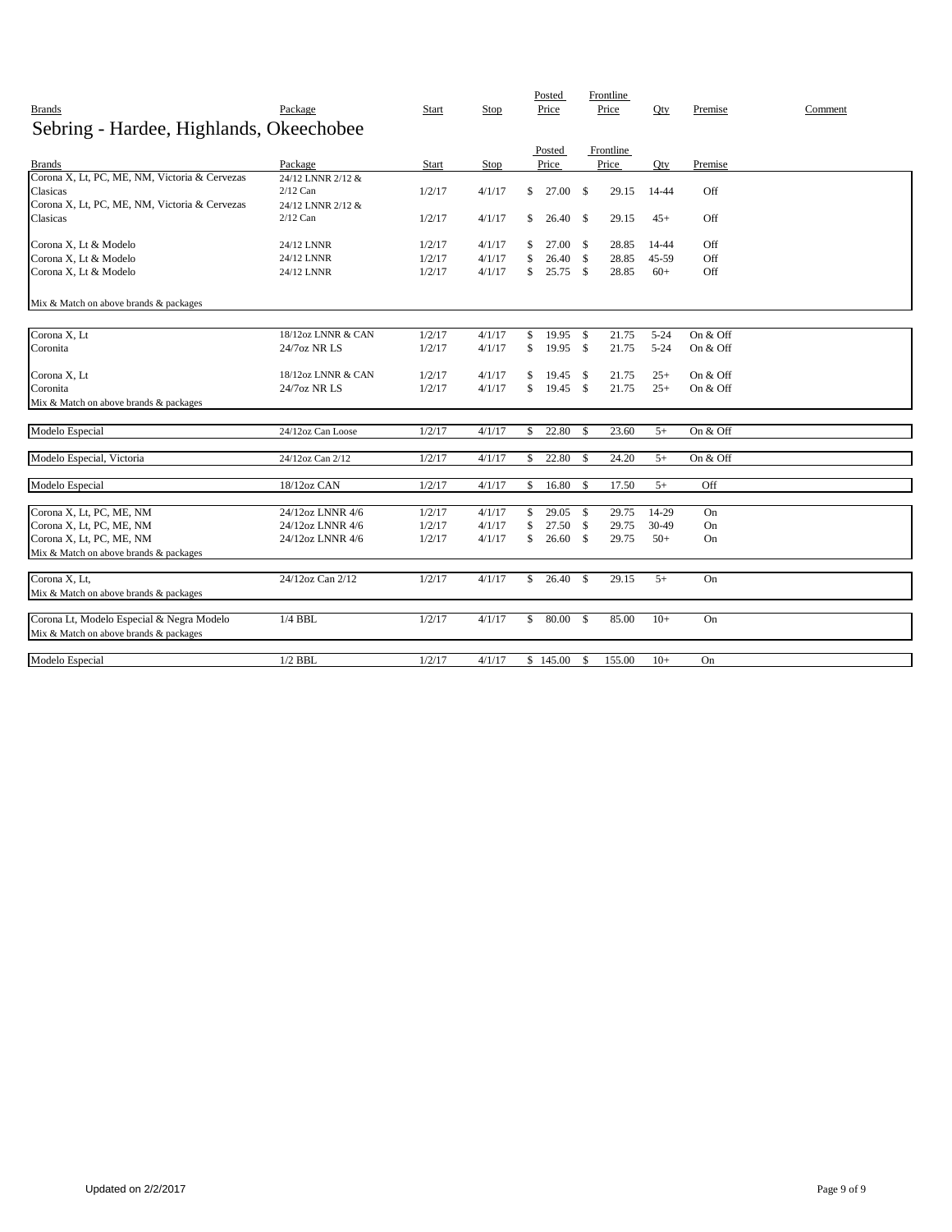| Brands | Package | Start | Stop | Posted Price | Frontline Price | Qty | Premise | Comment |
|---|---|---|---|---|---|---|---|---|

# Sebring - Hardee, Highlands, Okeechobee

| Brands | Package | Start | Stop | Posted Price | Frontline Price | Qty | Premise |
|---|---|---|---|---|---|---|---|
| Corona X, Lt, PC, ME, NM, Victoria & Cervezas Clasicas | 24/12 LNNR 2/12 & 2/12 Can | 1/2/17 | 4/1/17 | $ 27.00 | $ 29.15 | 14-44 | Off |
| Corona X, Lt, PC, ME, NM, Victoria & Cervezas Clasicas | 24/12 LNNR 2/12 & 2/12 Can | 1/2/17 | 4/1/17 | $ 26.40 | $ 29.15 | 45+ | Off |
| Corona X, Lt & Modelo | 24/12 LNNR | 1/2/17 | 4/1/17 | $ 27.00 | $ 28.85 | 14-44 | Off |
| Corona X, Lt & Modelo | 24/12 LNNR | 1/2/17 | 4/1/17 | $ 26.40 | $ 28.85 | 45-59 | Off |
| Corona X, Lt & Modelo | 24/12 LNNR | 1/2/17 | 4/1/17 | $ 25.75 | $ 28.85 | 60+ | Off |
| Mix & Match on above brands & packages | | | | | | | |
| Corona X, Lt | 18/12oz LNNR & CAN | 1/2/17 | 4/1/17 | $ 19.95 | $ 21.75 | 5-24 | On & Off |
| Coronita | 24/7oz NR LS | 1/2/17 | 4/1/17 | $ 19.95 | $ 21.75 | 5-24 | On & Off |
| Corona X, Lt | 18/12oz LNNR & CAN | 1/2/17 | 4/1/17 | $ 19.45 | $ 21.75 | 25+ | On & Off |
| Coronita | 24/7oz NR LS | 1/2/17 | 4/1/17 | $ 19.45 | $ 21.75 | 25+ | On & Off |
| Mix & Match on above brands & packages | | | | | | | |
| Modelo Especial | 24/12oz Can Loose | 1/2/17 | 4/1/17 | $ 22.80 | $ 23.60 | 5+ | On & Off |
| Modelo Especial, Victoria | 24/12oz Can 2/12 | 1/2/17 | 4/1/17 | $ 22.80 | $ 24.20 | 5+ | On & Off |
| Modelo Especial | 18/12oz CAN | 1/2/17 | 4/1/17 | $ 16.80 | $ 17.50 | 5+ | Off |
| Corona X, Lt, PC, ME, NM | 24/12oz LNNR 4/6 | 1/2/17 | 4/1/17 | $ 29.05 | $ 29.75 | 14-29 | On |
| Corona X, Lt, PC, ME, NM | 24/12oz LNNR 4/6 | 1/2/17 | 4/1/17 | $ 27.50 | $ 29.75 | 30-49 | On |
| Corona X, Lt, PC, ME, NM | 24/12oz LNNR 4/6 | 1/2/17 | 4/1/17 | $ 26.60 | $ 29.75 | 50+ | On |
| Mix & Match on above brands & packages | | | | | | | |
| Corona X, Lt, | 24/12oz Can 2/12 | 1/2/17 | 4/1/17 | $ 26.40 | $ 29.15 | 5+ | On |
| Mix & Match on above brands & packages | | | | | | | |
| Corona Lt, Modelo Especial & Negra Modelo | 1/4 BBL | 1/2/17 | 4/1/17 | $ 80.00 | $ 85.00 | 10+ | On |
| Mix & Match on above brands & packages | | | | | | | |
| Modelo Especial | 1/2 BBL | 1/2/17 | 4/1/17 | $ 145.00 | $ 155.00 | 10+ | On |

Updated on 2/2/2017